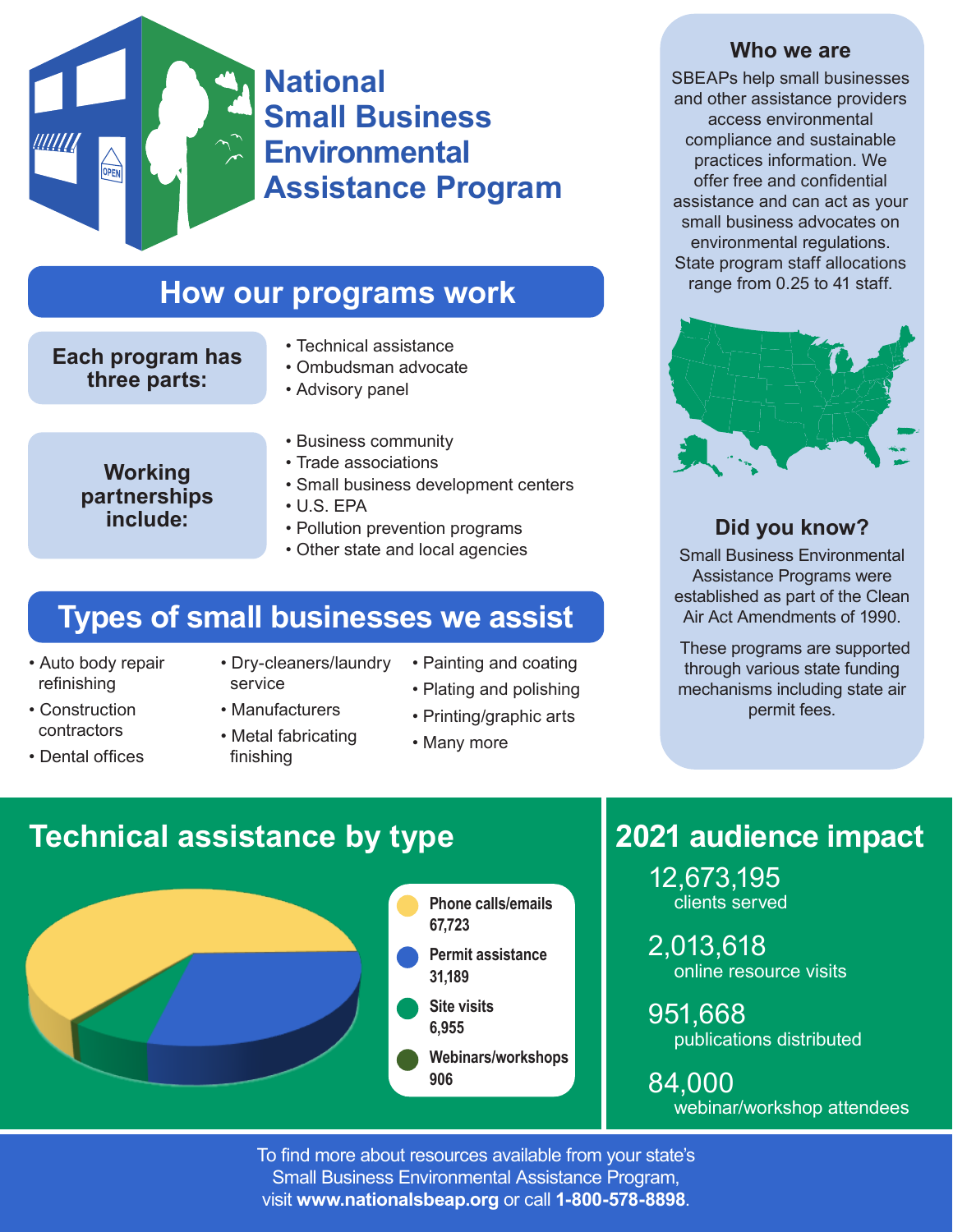# National Small Business Environmental Assistance Program

## How our programs work

**Each program has three parts:**

- Technical assistance
- Ombudsman advocate
- Advisory panel

**Working partnerships include:**

- Business community
- Trade associations
- Small business development centers
- U.S. EPA
- Pollution prevention programs
- Other state and local agencies

## Types of small businesses we assist

- Auto body repair refinishing
- Construction contractors
- Dental offices
- Dry-cleaners/laundry service
- Manufacturers
- Metal fabricating finishing
- Painting and coating
- Plating and polishing
- Printing/graphic arts
- Many more

### Who we are

SBEAPs help small businesses and other assistance providers access environmental compliance and sustainable practices information. We offer free and confidential assistance and can act as your small business advocates on environmental regulations. State program staff allocations range from 0.25 to 41 staff.

### Did you know?

Small Business Environmental Assistance Programs were established as part of the Clean Air Act Amendments of 1990.

These programs are supported through various state funding mechanisms including state air permit fees.

## Technical assistance by type

Phone calls/emails
67,723

Permit assistance
31,189

Site visits
6,955

Webinars/workshops
906

## 2021 audience impact

12,673,195
clients served

2,013,618
online resource visits

951,668
publications distributed

84,000
webinar/workshop attendees

To find more about resources available from your state's Small Business Environmental Assistance Program, visit **www.nationalsbeap.org** or call **1-800-578-8898**.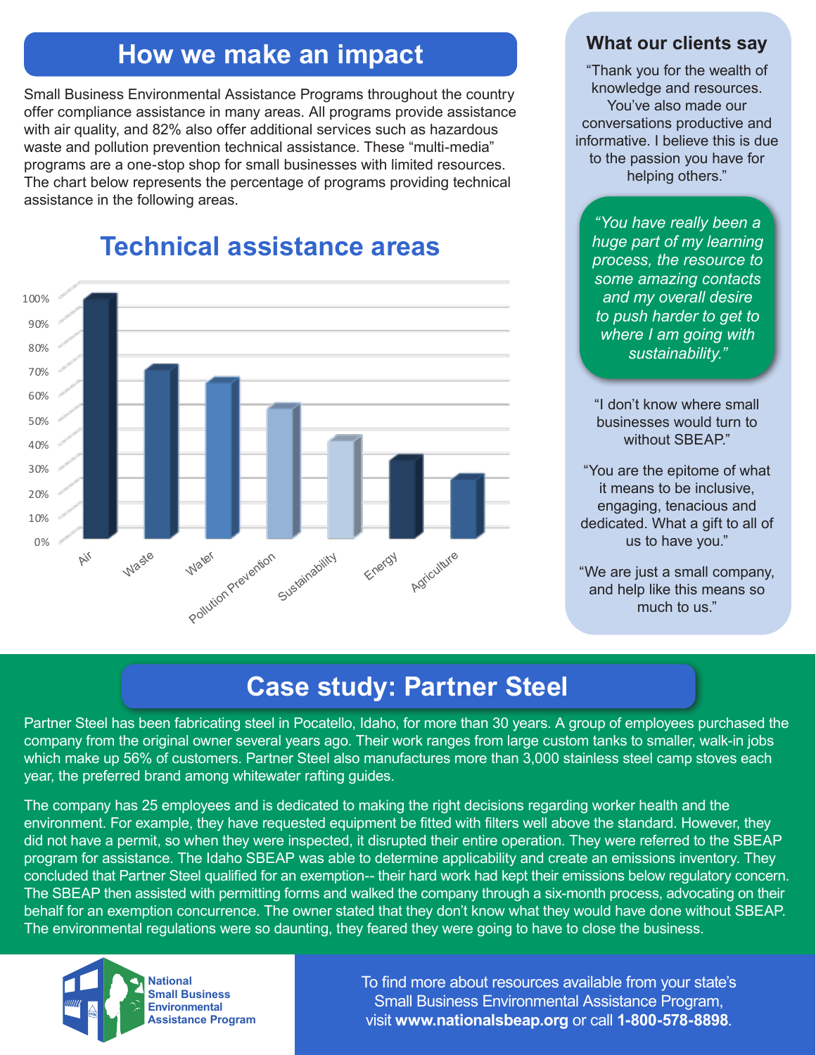## How we make an impact

Small Business Environmental Assistance Programs throughout the country offer compliance assistance in many areas. All programs provide assistance with air quality, and 82% also offer additional services such as hazardous waste and pollution prevention technical assistance. These "multi-media" programs are a one-stop shop for small businesses with limited resources. The chart below represents the percentage of programs providing technical assistance in the following areas.

### Technical assistance areas

100%
90%
80%
70%
60%
50%
40%
30%
20%
10%
0%

Air
Waste
Water
Pollution Prevention
Sustainability
Energy
Agriculture

### What our clients say

"Thank you for the wealth of knowledge and resources. You've also made our conversations productive and informative. I believe this is due to the passion you have for helping others."

*"You have really been a huge part of my learning process, the resource to some amazing contacts and my overall desire to push harder to get to where I am going with sustainability."*

"I don't know where small businesses would turn to without SBEAP."

"You are the epitome of what it means to be inclusive, engaging, tenacious and dedicated. What a gift to all of us to have you."

"We are just a small company, and help like this means so much to us."

## Case study: Partner Steel

Partner Steel has been fabricating steel in Pocatello, Idaho, for more than 30 years. A group of employees purchased the company from the original owner several years ago. Their work ranges from large custom tanks to smaller, walk-in jobs which make up 56% of customers. Partner Steel also manufactures more than 3,000 stainless steel camp stoves each year, the preferred brand among whitewater rafting guides.

The company has 25 employees and is dedicated to making the right decisions regarding worker health and the environment. For example, they have requested equipment be fitted with filters well above the standard. However, they did not have a permit, so when they were inspected, it disrupted their entire operation. They were referred to the SBEAP program for assistance. The Idaho SBEAP was able to determine applicability and create an emissions inventory. They concluded that Partner Steel qualified for an exemption-- their hard work had kept their emissions below regulatory concern. The SBEAP then assisted with permitting forms and walked the company through a six-month process, advocating on their behalf for an exemption concurrence. The owner stated that they don't know what they would have done without SBEAP. The environmental regulations were so daunting, they feared they were going to have to close the business.

National Small Business Environmental Assistance Program

To find more about resources available from your state's Small Business Environmental Assistance Program, visit **www.nationalsbeap.org** or call **1-800-578-8898**.